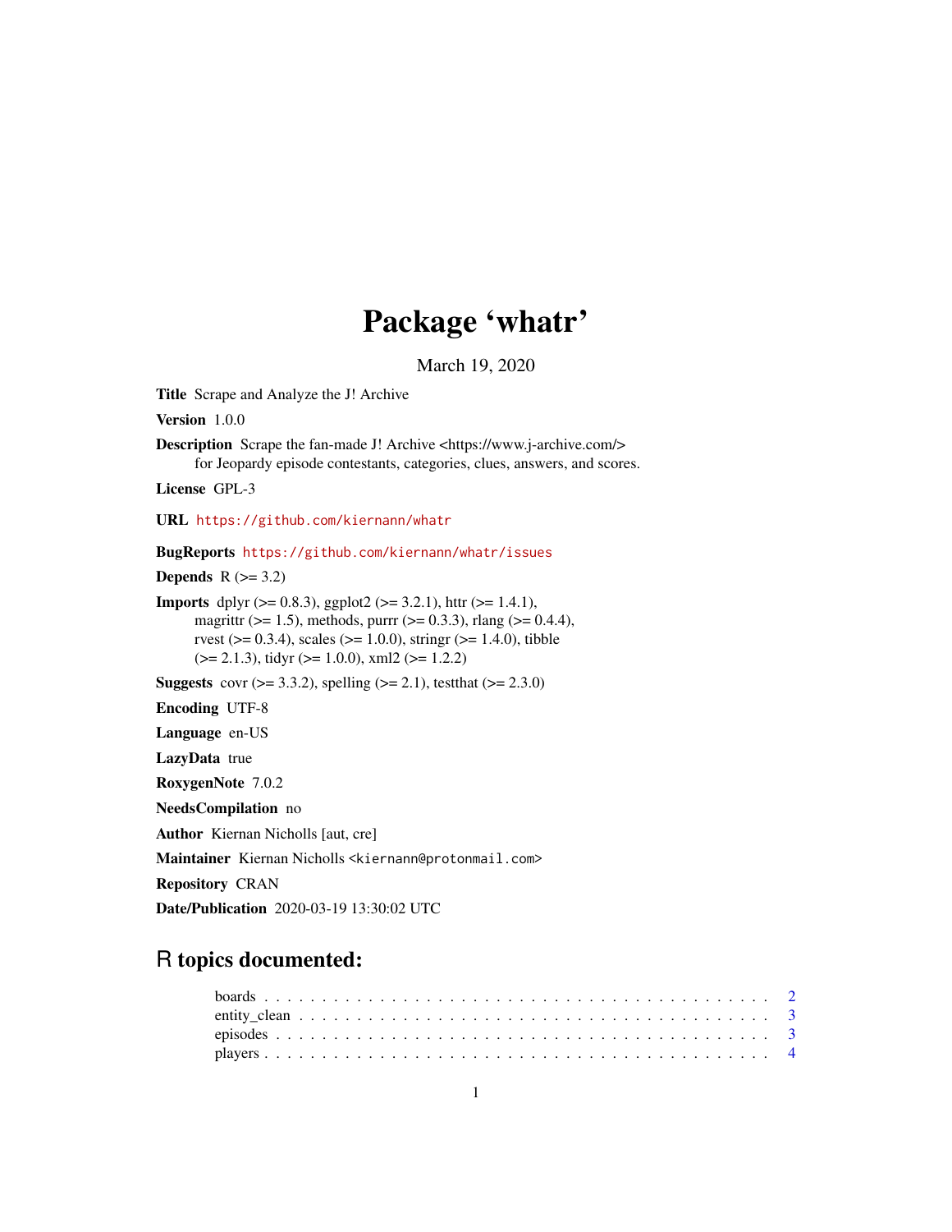# Package 'whatr'

March 19, 2020

**Title** Scrape and Analyze the J! Archive

**Version** 1.0.0

**Description** Scrape the fan-made J! Archive <https://www.j-archive.com/> for Jeopardy episode contestants, categories, clues, answers, and scores.

**License** GPL-3

**URL** https://github.com/kiernann/whatr

**BugReports** https://github.com/kiernann/whatr/issues

**Depends** R (>= 3.2)

**Imports** dplyr (>= 0.8.3), ggplot2 (>= 3.2.1), httr (>= 1.4.1), magrittr (>= 1.5), methods, purrr (>= 0.3.3), rlang (>= 0.4.4), rvest (>= 0.3.4), scales (>= 1.0.0), stringr (>= 1.4.0), tibble (>= 2.1.3), tidyr (>= 1.0.0), xml2 (>= 1.2.2)

**Suggests** covr (>= 3.3.2), spelling (>= 2.1), testthat (>= 2.3.0)

**Encoding** UTF-8

**Language** en-US

**LazyData** true

**RoxygenNote** 7.0.2

**NeedsCompilation** no

**Author** Kiernan Nicholls [aut, cre]

**Maintainer** Kiernan Nicholls <kiernann@protonmail.com>

**Repository** CRAN

**Date/Publication** 2020-03-19 13:30:02 UTC

## R topics documented:

- boards . . . . . . . . . . . . . . . . . . . . . . . . . . . . . . . . . . . . . . . . . 2
- entity_clean . . . . . . . . . . . . . . . . . . . . . . . . . . . . . . . . . . . . . . 3
- episodes . . . . . . . . . . . . . . . . . . . . . . . . . . . . . . . . . . . . . . . 3
- players . . . . . . . . . . . . . . . . . . . . . . . . . . . . . . . . . . . . . . . . 4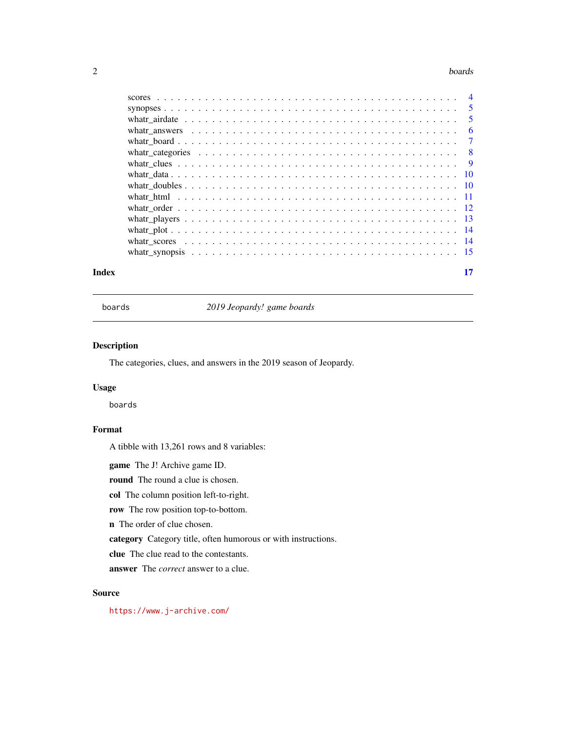scores . . . . . . . . . . . . . . . . . . . . . . . . . . . . . . . . . . . . . . . . . 4
synopses . . . . . . . . . . . . . . . . . . . . . . . . . . . . . . . . . . . . . . . . 5
whatr_airdate . . . . . . . . . . . . . . . . . . . . . . . . . . . . . . . . . . . . . 5
whatr_answers . . . . . . . . . . . . . . . . . . . . . . . . . . . . . . . . . . . . . 6
whatr_board . . . . . . . . . . . . . . . . . . . . . . . . . . . . . . . . . . . . . . 7
whatr_categories . . . . . . . . . . . . . . . . . . . . . . . . . . . . . . . . . . . 8
whatr_clues . . . . . . . . . . . . . . . . . . . . . . . . . . . . . . . . . . . . . . 9
whatr_data . . . . . . . . . . . . . . . . . . . . . . . . . . . . . . . . . . . . . . . 10
whatr_doubles . . . . . . . . . . . . . . . . . . . . . . . . . . . . . . . . . . . . . 10
whatr_html . . . . . . . . . . . . . . . . . . . . . . . . . . . . . . . . . . . . . . 11
whatr_order . . . . . . . . . . . . . . . . . . . . . . . . . . . . . . . . . . . . . . 12
whatr_players . . . . . . . . . . . . . . . . . . . . . . . . . . . . . . . . . . . . . 13
whatr_plot . . . . . . . . . . . . . . . . . . . . . . . . . . . . . . . . . . . . . . . 14
whatr_scores . . . . . . . . . . . . . . . . . . . . . . . . . . . . . . . . . . . . . . 14
whatr_synopsis . . . . . . . . . . . . . . . . . . . . . . . . . . . . . . . . . . . . 15

**Index** **17**

---

## boards — *2019 Jeopardy! game boards*

---

### Description

The categories, clues, and answers in the 2019 season of Jeopardy.

### Usage

```
boards
```

### Format

A tibble with 13,261 rows and 8 variables:

**game** The J! Archive game ID.

**round** The round a clue is chosen.

**col** The column position left-to-right.

**row** The row position top-to-bottom.

**n** The order of clue chosen.

**category** Category title, often humorous or with instructions.

**clue** The clue read to the contestants.

**answer** The *correct* answer to a clue.

### Source

https://www.j-archive.com/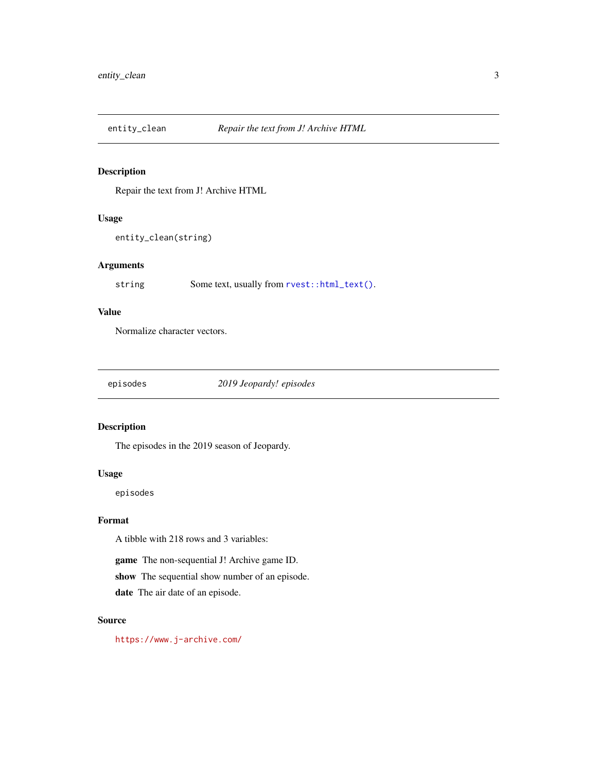## entity_clean — *Repair the text from J! Archive HTML*

### Description

Repair the text from J! Archive HTML

### Usage

```
entity_clean(string)
```

### Arguments

| | |
|---|---|
| string | Some text, usually from `rvest::html_text()`. |

### Value

Normalize character vectors.

## episodes — *2019 Jeopardy! episodes*

### Description

The episodes in the 2019 season of Jeopardy.

### Usage

```
episodes
```

### Format

A tibble with 218 rows and 3 variables:

**game** The non-sequential J! Archive game ID.

**show** The sequential show number of an episode.

**date** The air date of an episode.

### Source

https://www.j-archive.com/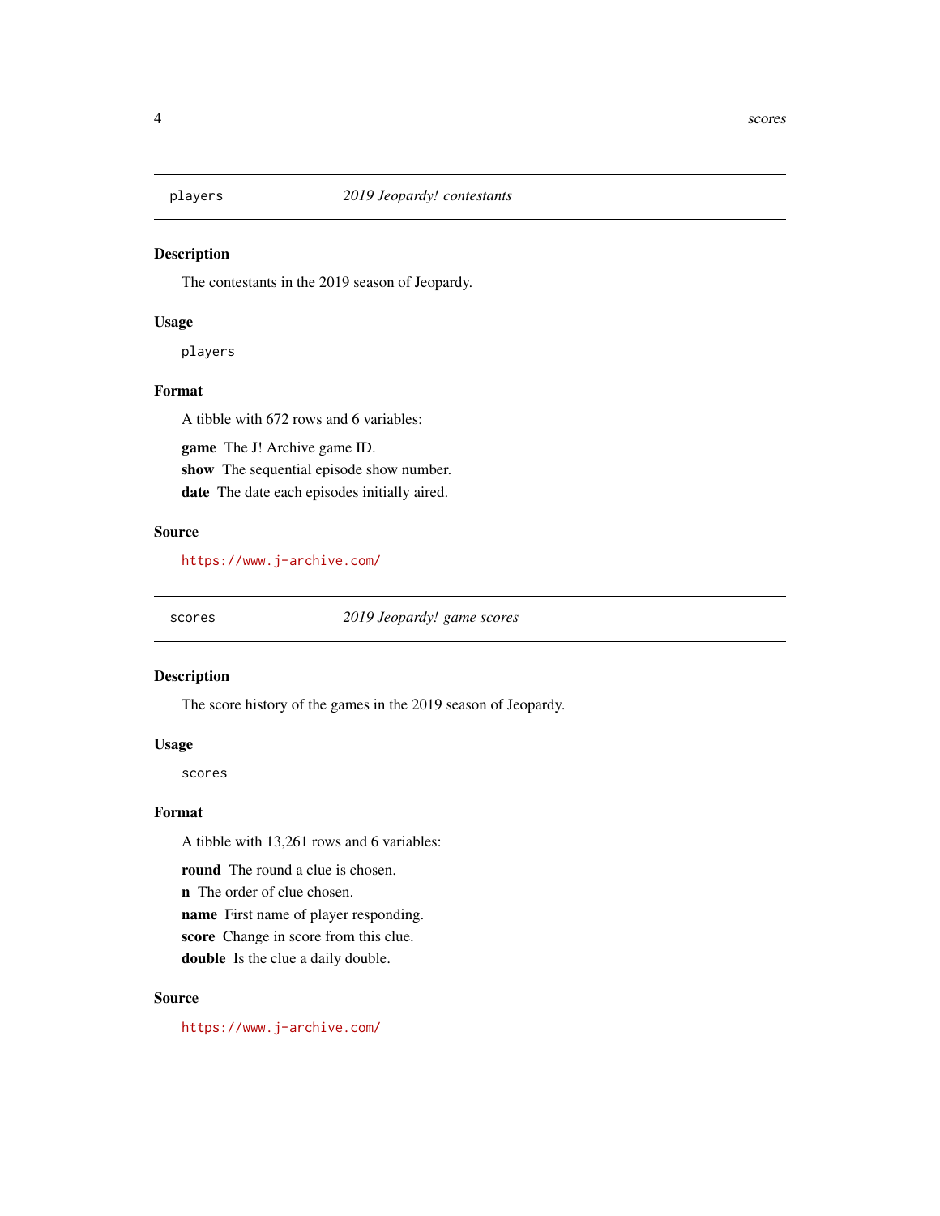`players` *2019 Jeopardy! contestants*

## Description

The contestants in the 2019 season of Jeopardy.

## Usage

```
players
```

## Format

A tibble with 672 rows and 6 variables:

**game** The J! Archive game ID.

**show** The sequential episode show number.

**date** The date each episodes initially aired.

## Source

https://www.j-archive.com/

---

`scores` *2019 Jeopardy! game scores*

## Description

The score history of the games in the 2019 season of Jeopardy.

## Usage

```
scores
```

## Format

A tibble with 13,261 rows and 6 variables:

**round** The round a clue is chosen.

**n** The order of clue chosen.

**name** First name of player responding.

**score** Change in score from this clue.

**double** Is the clue a daily double.

## Source

https://www.j-archive.com/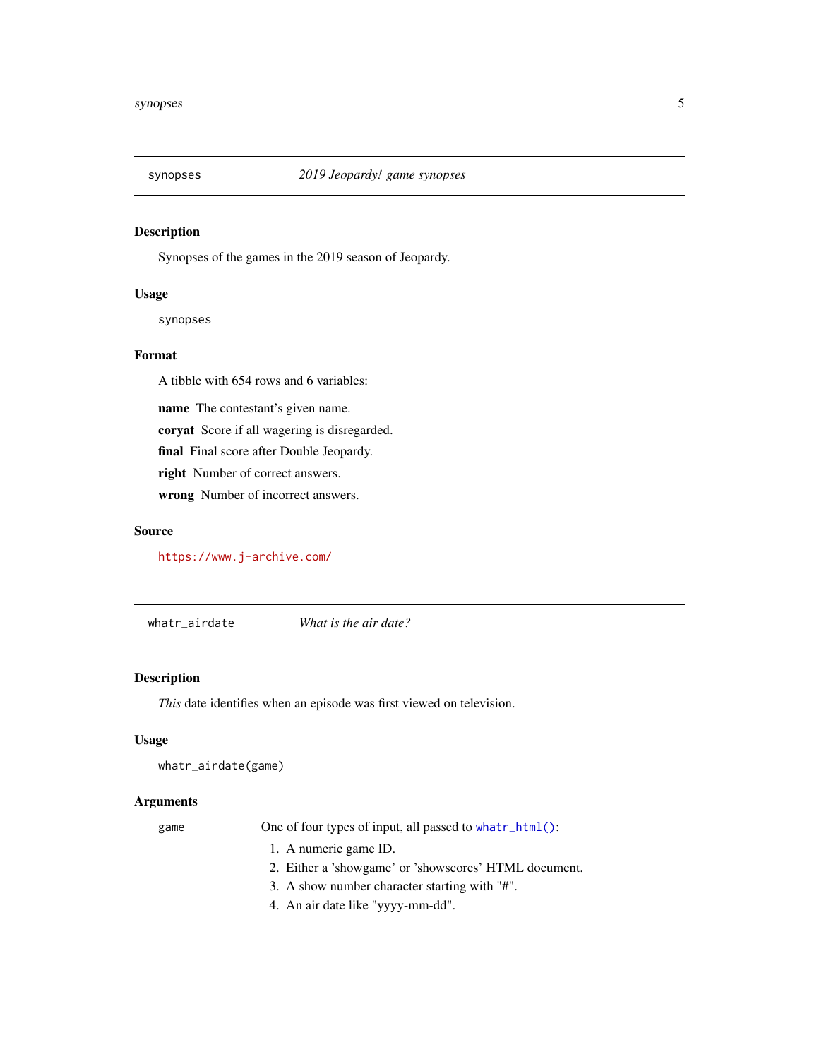## synopses — *2019 Jeopardy! game synopses*

### Description

Synopses of the games in the 2019 season of Jeopardy.

### Usage

```
synopses
```

### Format

A tibble with 654 rows and 6 variables:

**name** The contestant's given name.

**coryat** Score if all wagering is disregarded.

**final** Final score after Double Jeopardy.

**right** Number of correct answers.

**wrong** Number of incorrect answers.

### Source

https://www.j-archive.com/

## whatr_airdate — *What is the air date?*

### Description

*This* date identifies when an episode was first viewed on television.

### Usage

```
whatr_airdate(game)
```

### Arguments

game One of four types of input, all passed to `whatr_html()`:

1. A numeric game ID.
2. Either a 'showgame' or 'showscores' HTML document.
3. A show number character starting with "#".
4. An air date like "yyyy-mm-dd".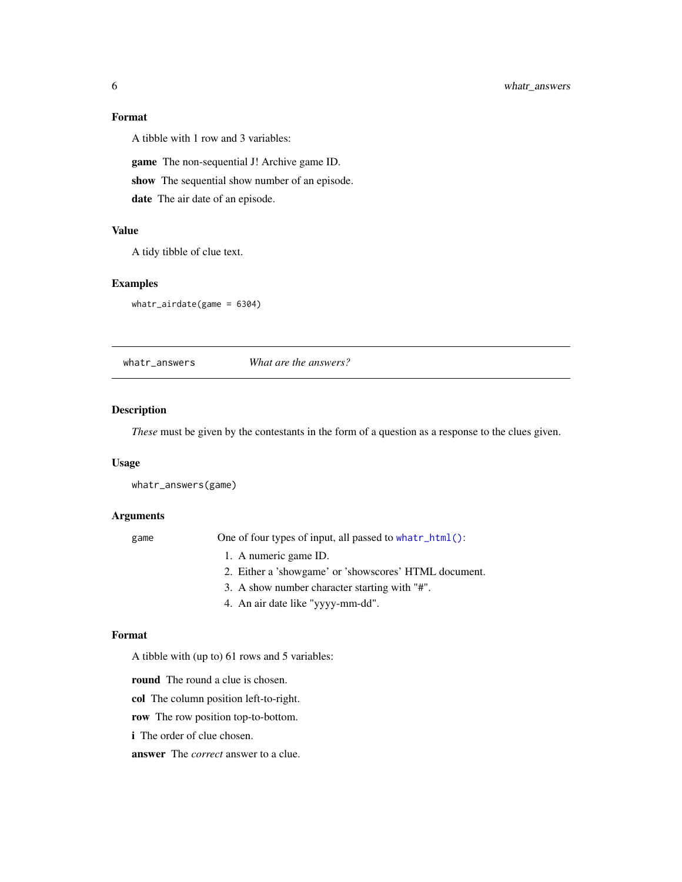## Format

A tibble with 1 row and 3 variables:

**game** The non-sequential J! Archive game ID.

**show** The sequential show number of an episode.

**date** The air date of an episode.

## Value

A tidy tibble of clue text.

## Examples

```
whatr_airdate(game = 6304)
```

---

# whatr_answers — *What are the answers?*

## Description

*These* must be given by the contestants in the form of a question as a response to the clues given.

## Usage

```
whatr_answers(game)
```

## Arguments

| | |
|---|---|
| game | One of four types of input, all passed to `whatr_html()`: 1. A numeric game ID. 2. Either a 'showgame' or 'showscores' HTML document. 3. A show number character starting with "#". 4. An air date like "yyyy-mm-dd". |

## Format

A tibble with (up to) 61 rows and 5 variables:

**round** The round a clue is chosen.

**col** The column position left-to-right.

**row** The row position top-to-bottom.

**i** The order of clue chosen.

**answer** The *correct* answer to a clue.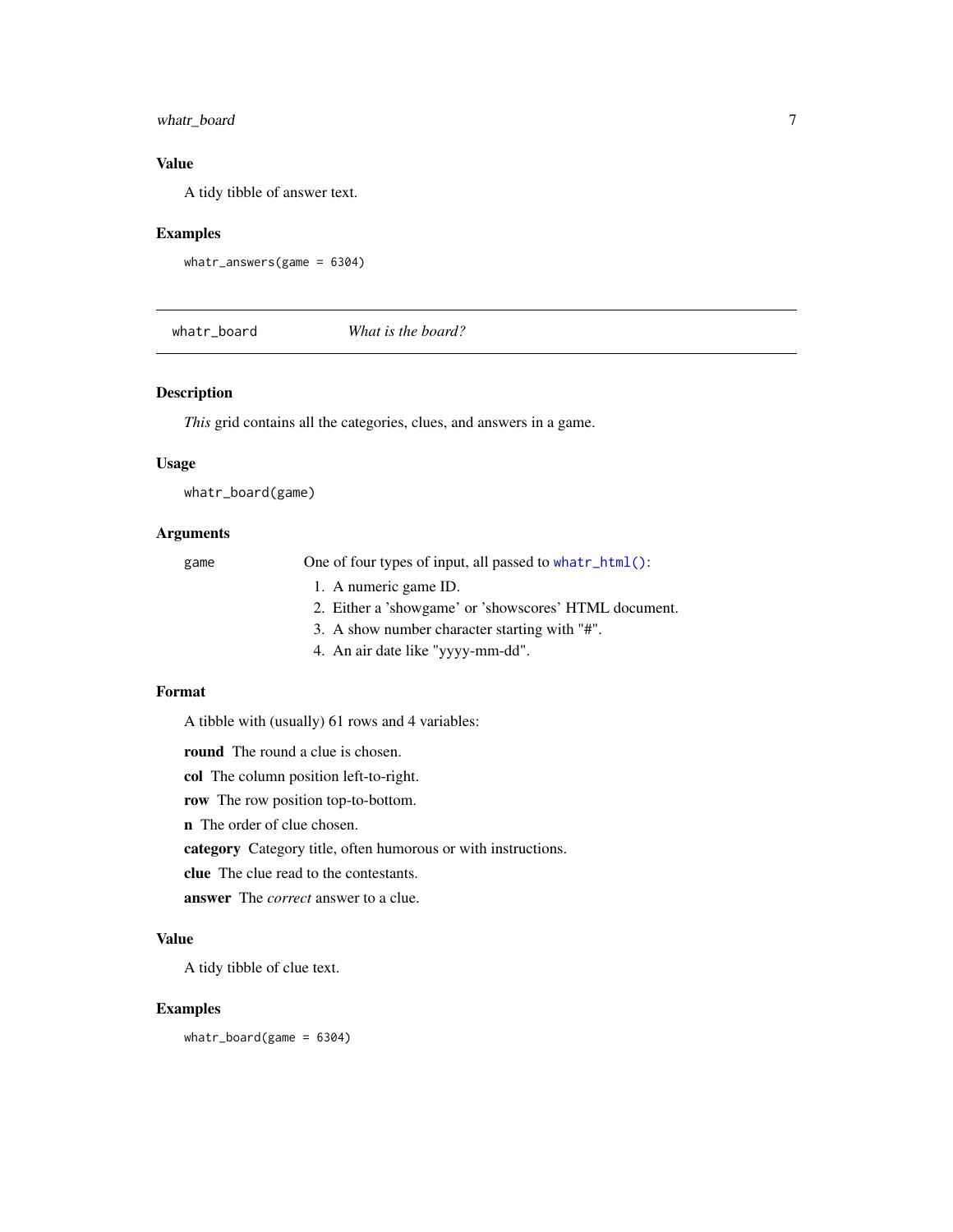## Value

A tidy tibble of answer text.

## Examples

```
whatr_answers(game = 6304)
```

---

# whatr_board — *What is the board?*

---

## Description

*This* grid contains all the categories, clues, and answers in a game.

## Usage

```
whatr_board(game)
```

## Arguments

`game` One of four types of input, all passed to `whatr_html()`:

1. A numeric game ID.
2. Either a 'showgame' or 'showscores' HTML document.
3. A show number character starting with "#".
4. An air date like "yyyy-mm-dd".

## Format

A tibble with (usually) 61 rows and 4 variables:

**round** The round a clue is chosen.

**col** The column position left-to-right.

**row** The row position top-to-bottom.

**n** The order of clue chosen.

**category** Category title, often humorous or with instructions.

**clue** The clue read to the contestants.

**answer** The *correct* answer to a clue.

## Value

A tidy tibble of clue text.

## Examples

```
whatr_board(game = 6304)
```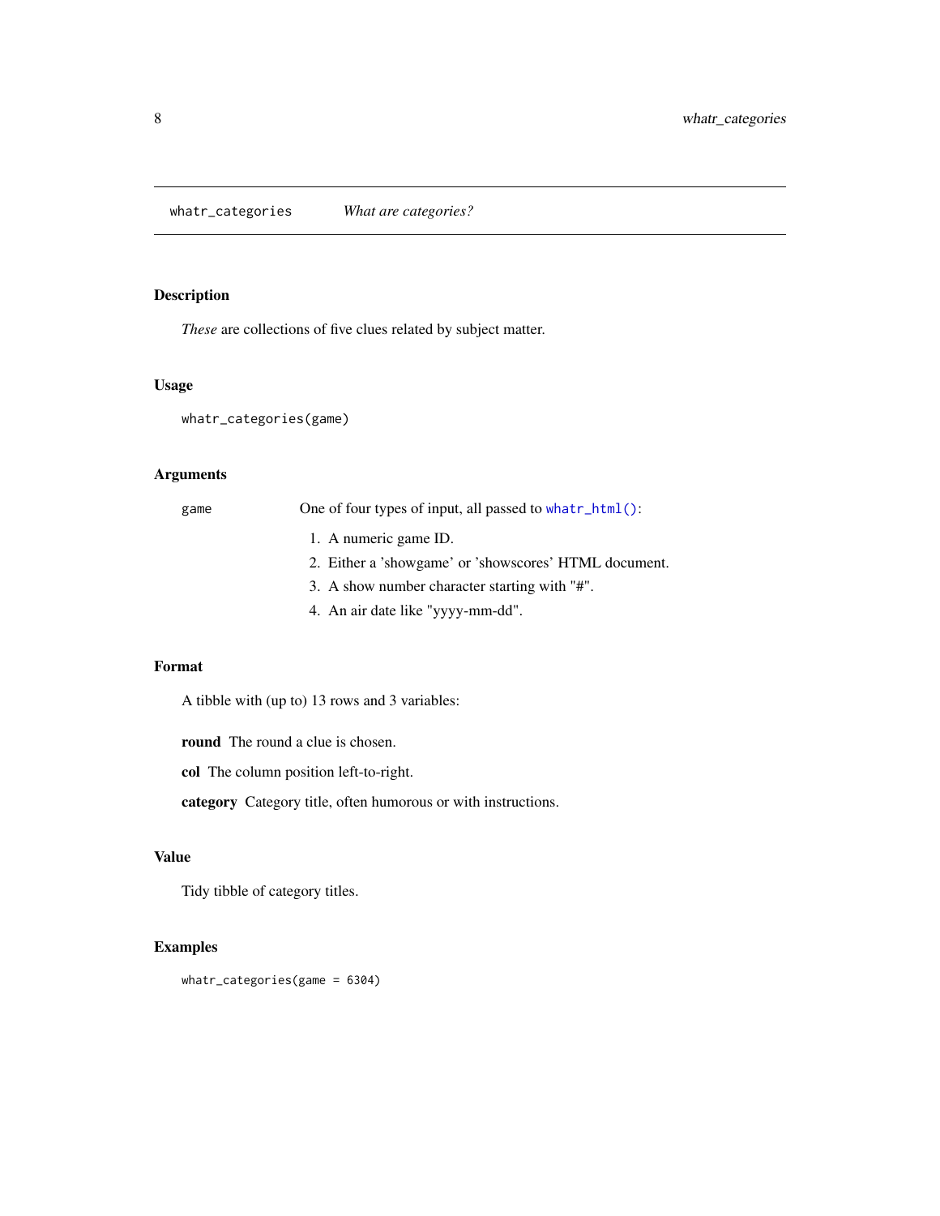## whatr_categories *What are categories?*

### Description

*These* are collections of five clues related by subject matter.

### Usage

```
whatr_categories(game)
```

### Arguments

game One of four types of input, all passed to `whatr_html()`:

1. A numeric game ID.
2. Either a 'showgame' or 'showscores' HTML document.
3. A show number character starting with "#".
4. An air date like "yyyy-mm-dd".

### Format

A tibble with (up to) 13 rows and 3 variables:

**round** The round a clue is chosen.

**col** The column position left-to-right.

**category** Category title, often humorous or with instructions.

### Value

Tidy tibble of category titles.

### Examples

```
whatr_categories(game = 6304)
```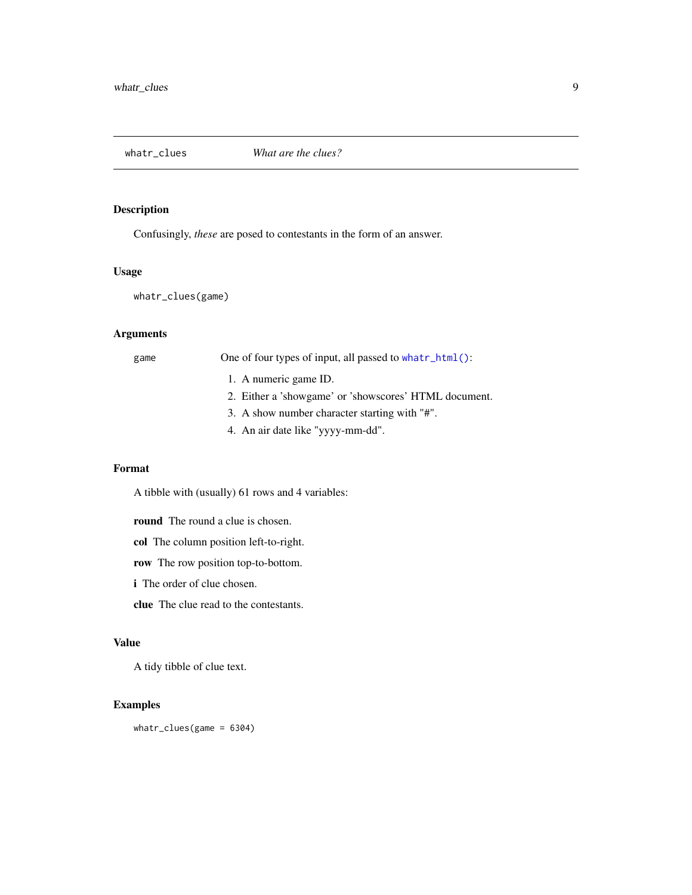# whatr_clues — *What are the clues?*

## Description

Confusingly, *these* are posed to contestants in the form of an answer.

## Usage

```
whatr_clues(game)
```

## Arguments

game — One of four types of input, all passed to `whatr_html()`:

1. A numeric game ID.
2. Either a 'showgame' or 'showscores' HTML document.
3. A show number character starting with "#".
4. An air date like "yyyy-mm-dd".

## Format

A tibble with (usually) 61 rows and 4 variables:

**round** The round a clue is chosen.

**col** The column position left-to-right.

**row** The row position top-to-bottom.

**i** The order of clue chosen.

**clue** The clue read to the contestants.

## Value

A tidy tibble of clue text.

## Examples

```
whatr_clues(game = 6304)
```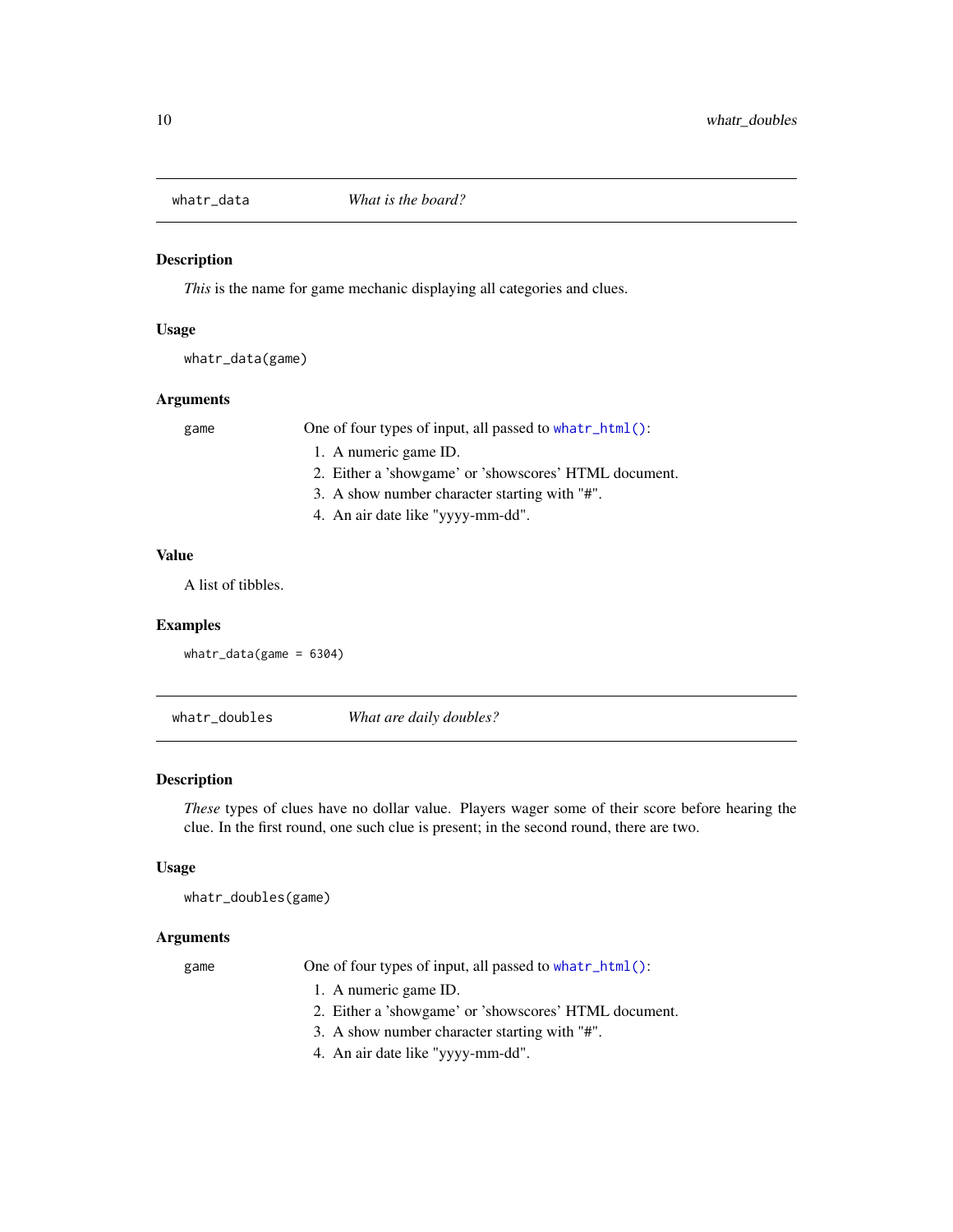## whatr_data — *What is the board?*

### Description

*This* is the name for game mechanic displaying all categories and clues.

### Usage

```
whatr_data(game)
```

### Arguments

game — One of four types of input, all passed to `whatr_html()`:

1. A numeric game ID.
2. Either a 'showgame' or 'showscores' HTML document.
3. A show number character starting with "#".
4. An air date like "yyyy-mm-dd".

### Value

A list of tibbles.

### Examples

```
whatr_data(game = 6304)
```

## whatr_doubles — *What are daily doubles?*

### Description

*These* types of clues have no dollar value. Players wager some of their score before hearing the clue. In the first round, one such clue is present; in the second round, there are two.

### Usage

```
whatr_doubles(game)
```

### Arguments

game — One of four types of input, all passed to `whatr_html()`:

1. A numeric game ID.
2. Either a 'showgame' or 'showscores' HTML document.
3. A show number character starting with "#".
4. An air date like "yyyy-mm-dd".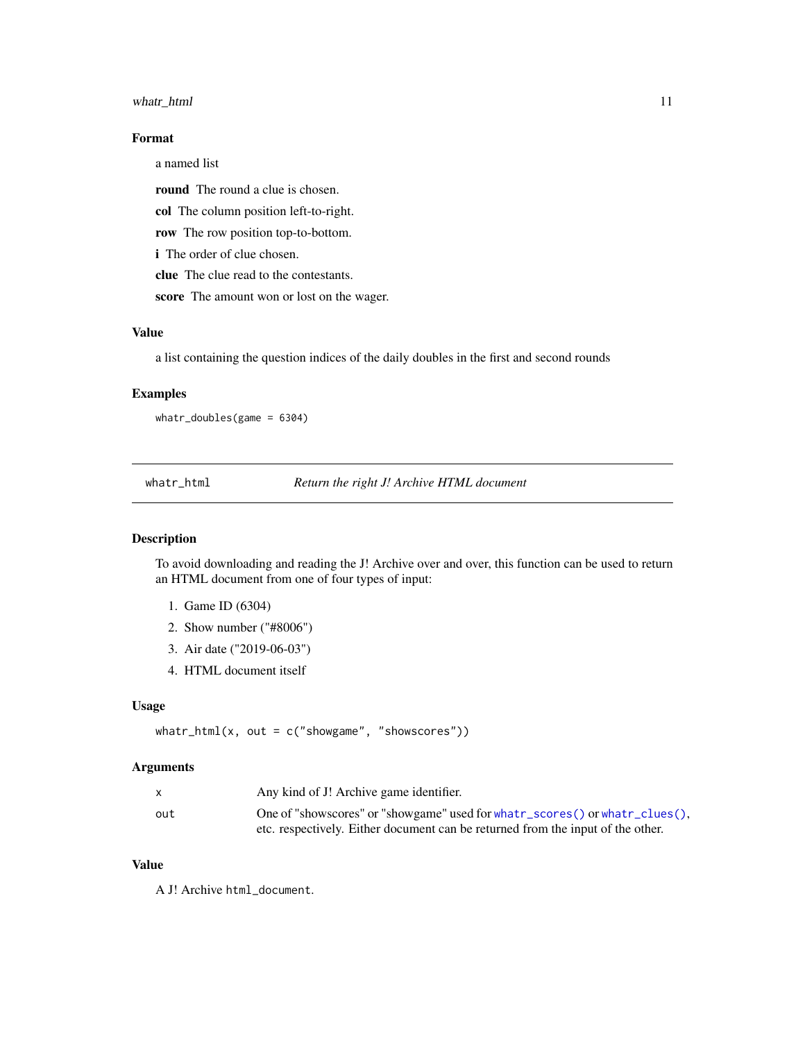### Format

a named list

**round** The round a clue is chosen.

**col** The column position left-to-right.

**row** The row position top-to-bottom.

**i** The order of clue chosen.

**clue** The clue read to the contestants.

**score** The amount won or lost on the wager.

### Value

a list containing the question indices of the daily doubles in the first and second rounds

### Examples

```
whatr_doubles(game = 6304)
```

---

## whatr_html — *Return the right J! Archive HTML document*

### Description

To avoid downloading and reading the J! Archive over and over, this function can be used to return an HTML document from one of four types of input:

1. Game ID (6304)
2. Show number ("#8006")
3. Air date ("2019-06-03")
4. HTML document itself

### Usage

```
whatr_html(x, out = c("showgame", "showscores"))
```

### Arguments

| | |
|---|---|
| `x` | Any kind of J! Archive game identifier. |
| `out` | One of "showscores" or "showgame" used for `whatr_scores()` or `whatr_clues()`, etc. respectively. Either document can be returned from the input of the other. |

### Value

A J! Archive `html_document`.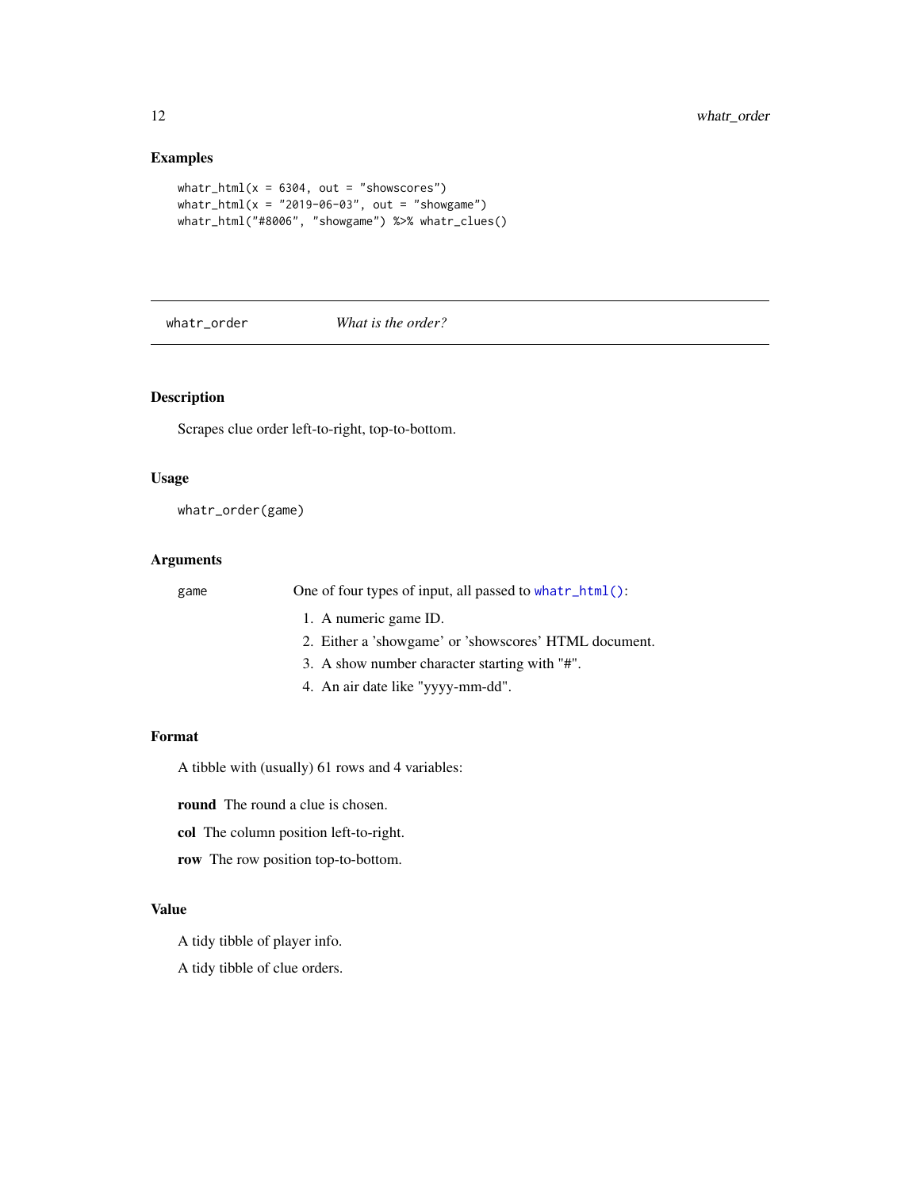### Examples

```
whatr_html(x = 6304, out = "showscores")
whatr_html(x = "2019-06-03", out = "showgame")
whatr_html("#8006", "showgame") %>% whatr_clues()
```

## whatr_order *What is the order?*

### Description

Scrapes clue order left-to-right, top-to-bottom.

### Usage

```
whatr_order(game)
```

### Arguments

game One of four types of input, all passed to `whatr_html()`:

1. A numeric game ID.
2. Either a 'showgame' or 'showscores' HTML document.
3. A show number character starting with "#".
4. An air date like "yyyy-mm-dd".

### Format

A tibble with (usually) 61 rows and 4 variables:

**round** The round a clue is chosen.

**col** The column position left-to-right.

**row** The row position top-to-bottom.

### Value

A tidy tibble of player info.

A tidy tibble of clue orders.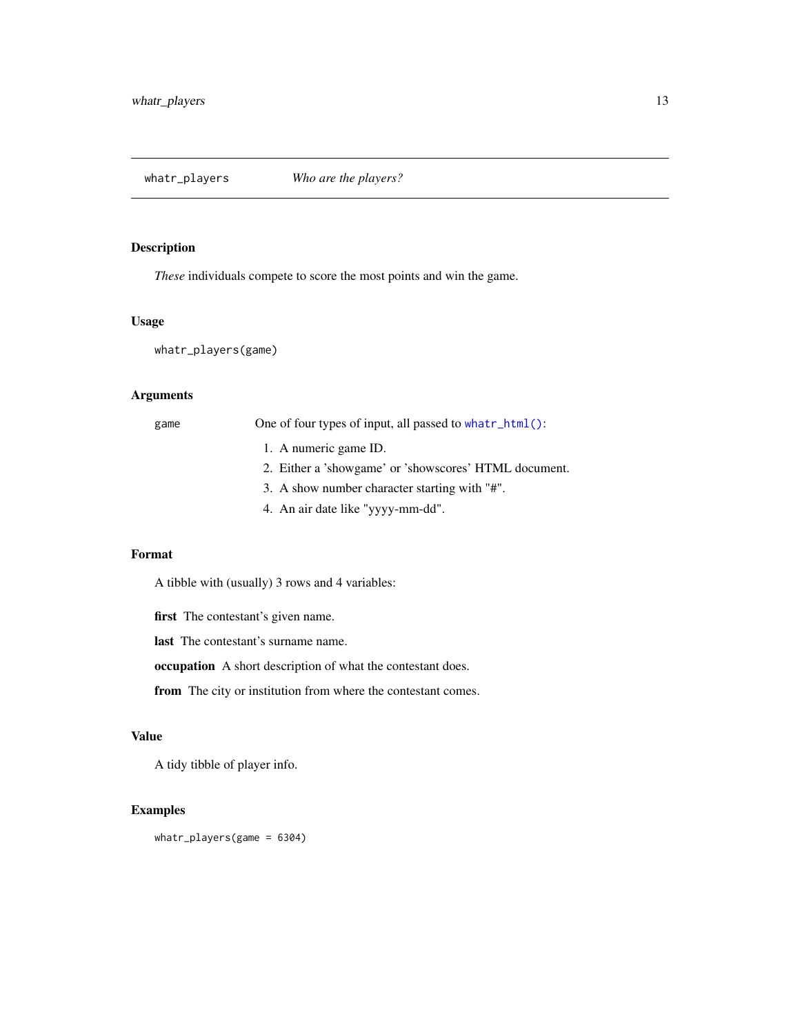## whatr_players — *Who are the players?*

### Description

*These* individuals compete to score the most points and win the game.

### Usage

```
whatr_players(game)
```

### Arguments

`game` One of four types of input, all passed to `whatr_html()`:

1. A numeric game ID.
2. Either a 'showgame' or 'showscores' HTML document.
3. A show number character starting with "#".
4. An air date like "yyyy-mm-dd".

### Format

A tibble with (usually) 3 rows and 4 variables:

**first** The contestant's given name.

**last** The contestant's surname name.

**occupation** A short description of what the contestant does.

**from** The city or institution from where the contestant comes.

### Value

A tidy tibble of player info.

### Examples

```
whatr_players(game = 6304)
```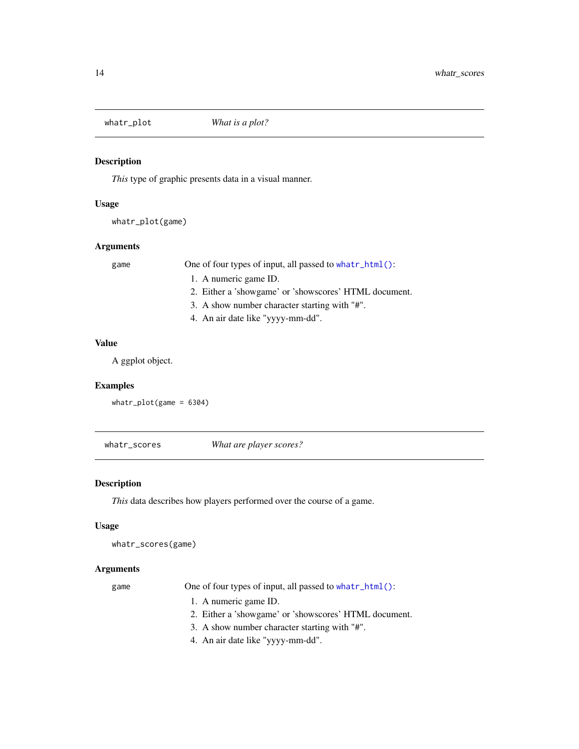## whatr_plot — *What is a plot?*

### Description

*This* type of graphic presents data in a visual manner.

### Usage

```
whatr_plot(game)
```

### Arguments

`game` — One of four types of input, all passed to `whatr_html()`:

1. A numeric game ID.
2. Either a 'showgame' or 'showscores' HTML document.
3. A show number character starting with "#".
4. An air date like "yyyy-mm-dd".

### Value

A ggplot object.

### Examples

```
whatr_plot(game = 6304)
```

## whatr_scores — *What are player scores?*

### Description

*This* data describes how players performed over the course of a game.

### Usage

```
whatr_scores(game)
```

### Arguments

`game` — One of four types of input, all passed to `whatr_html()`:

1. A numeric game ID.
2. Either a 'showgame' or 'showscores' HTML document.
3. A show number character starting with "#".
4. An air date like "yyyy-mm-dd".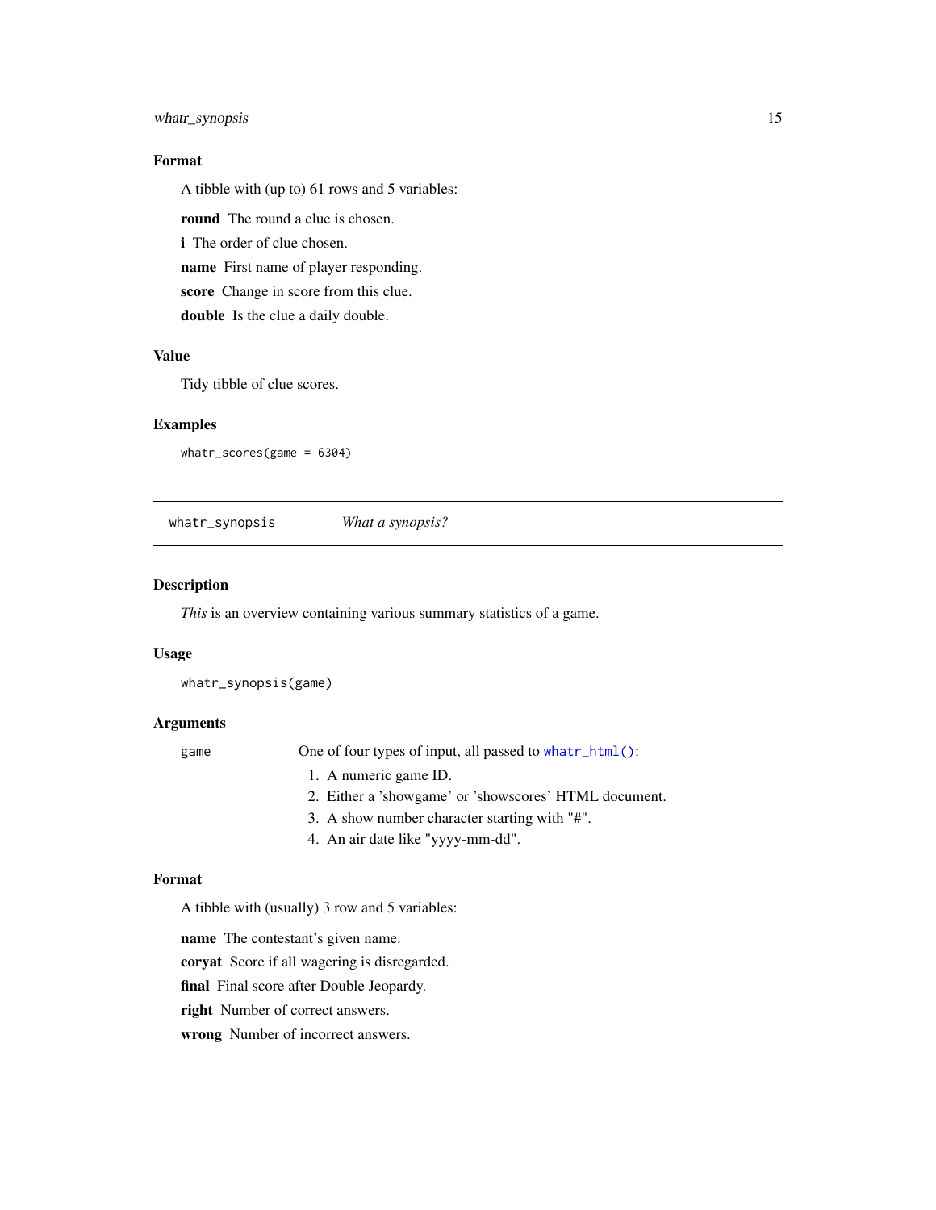### Format

A tibble with (up to) 61 rows and 5 variables:

**round** The round a clue is chosen.

**i** The order of clue chosen.

**name** First name of player responding.

**score** Change in score from this clue.

**double** Is the clue a daily double.

### Value

Tidy tibble of clue scores.

### Examples

```
whatr_scores(game = 6304)
```

---

## whatr_synopsis &nbsp;&nbsp;&nbsp;&nbsp; *What a synopsis?*

---

### Description

*This* is an overview containing various summary statistics of a game.

### Usage

```
whatr_synopsis(game)
```

### Arguments

`game` One of four types of input, all passed to `whatr_html()`:

1. A numeric game ID.
2. Either a 'showgame' or 'showscores' HTML document.
3. A show number character starting with "#".
4. An air date like "yyyy-mm-dd".

### Format

A tibble with (usually) 3 row and 5 variables:

**name** The contestant's given name.

**coryat** Score if all wagering is disregarded.

**final** Final score after Double Jeopardy.

**right** Number of correct answers.

**wrong** Number of incorrect answers.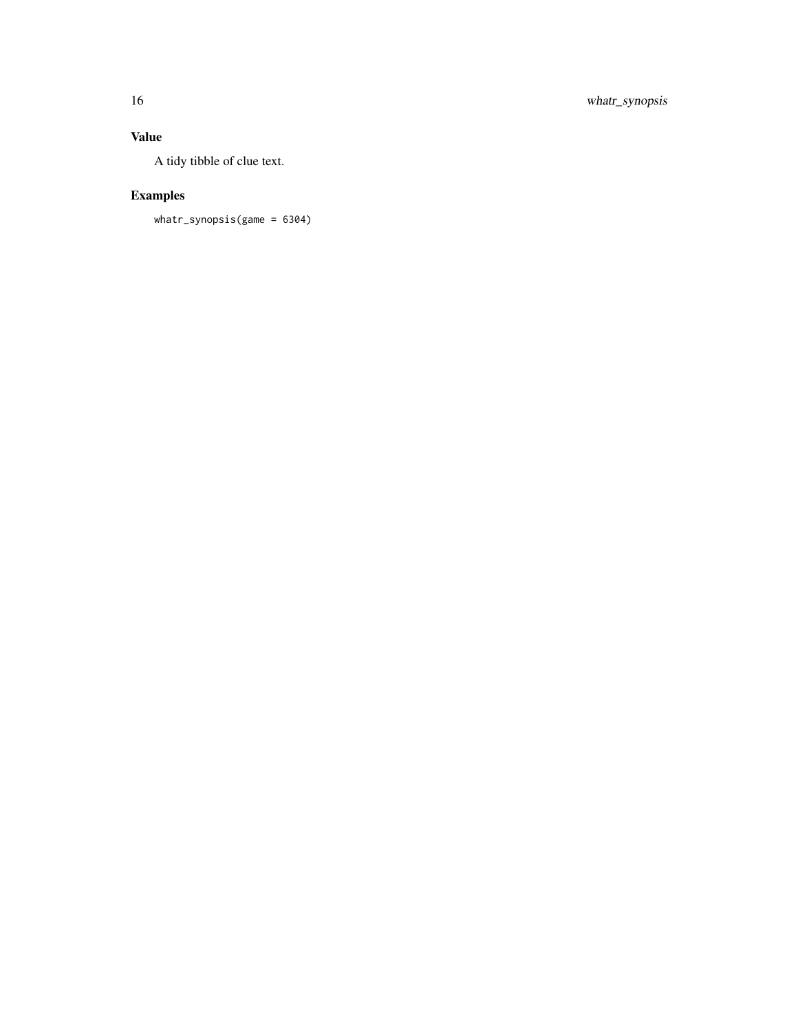## Value

A tidy tibble of clue text.

## Examples

```
whatr_synopsis(game = 6304)
```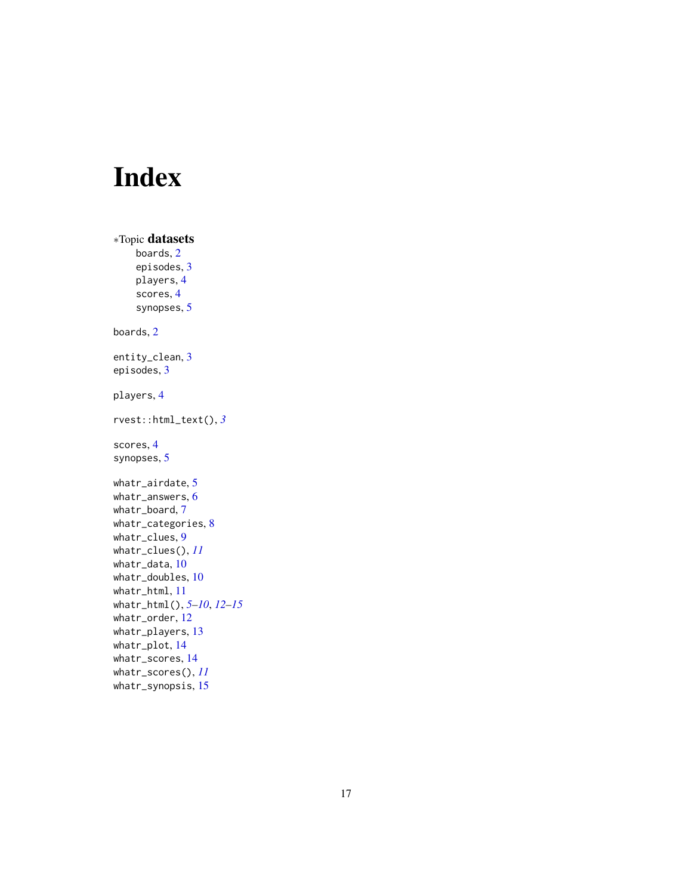# Index

*Topic **datasets**

- boards, 2
- episodes, 3
- players, 4
- scores, 4
- synopses, 5

boards, 2

entity_clean, 3
episodes, 3

players, 4

rvest::html_text(), *3*

scores, 4
synopses, 5

whatr_airdate, 5
whatr_answers, 6
whatr_board, 7
whatr_categories, 8
whatr_clues, 9
whatr_clues(), *11*
whatr_data, 10
whatr_doubles, 10
whatr_html, 11
whatr_html(), *5–10*, *12–15*
whatr_order, 12
whatr_players, 13
whatr_plot, 14
whatr_scores, 14
whatr_scores(), *11*
whatr_synopsis, 15